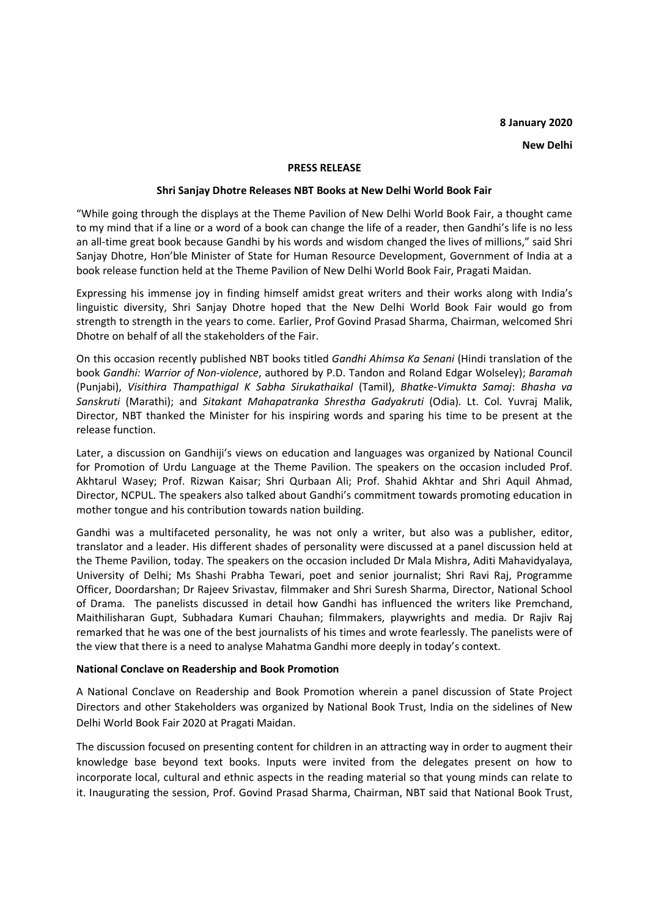**8 January 2020**

**New Delhi**

**PRESS RELEASE**

**Shri Sanjay Dhotre Releases NBT Books at New Delhi World Book Fair**

"While going through the displays at the Theme Pavilion of New Delhi World Book Fair, a thought came to my mind that if a line or a word of a book can change the life of a reader, then Gandhi's life is no less an all-time great book because Gandhi by his words and wisdom changed the lives of millions," said Shri Sanjay Dhotre, Hon'ble Minister of State for Human Resource Development, Government of India at a book release function held at the Theme Pavilion of New Delhi World Book Fair, Pragati Maidan.

Expressing his immense joy in finding himself amidst great writers and their works along with India's linguistic diversity, Shri Sanjay Dhotre hoped that the New Delhi World Book Fair would go from strength to strength in the years to come. Earlier, Prof Govind Prasad Sharma, Chairman, welcomed Shri Dhotre on behalf of all the stakeholders of the Fair.

On this occasion recently published NBT books titled *Gandhi Ahimsa Ka Senani* (Hindi translation of the book *Gandhi: Warrior of Non-violence*, authored by P.D. Tandon and Roland Edgar Wolseley); *Baramah* (Punjabi), *Visithira Thampathigal K Sabha Sirukathaikal* (Tamil), *Bhatke-Vimukta Samaj*: *Bhasha va Sanskruti* (Marathi); and *Sitakant Mahapatranka Shrestha Gadyakruti* (Odia). Lt. Col. Yuvraj Malik, Director, NBT thanked the Minister for his inspiring words and sparing his time to be present at the release function.

Later, a discussion on Gandhiji's views on education and languages was organized by National Council for Promotion of Urdu Language at the Theme Pavilion. The speakers on the occasion included Prof. Akhtarul Wasey; Prof. Rizwan Kaisar; Shri Qurbaan Ali; Prof. Shahid Akhtar and Shri Aquil Ahmad, Director, NCPUL. The speakers also talked about Gandhi's commitment towards promoting education in mother tongue and his contribution towards nation building.

Gandhi was a multifaceted personality, he was not only a writer, but also was a publisher, editor, translator and a leader. His different shades of personality were discussed at a panel discussion held at the Theme Pavilion, today. The speakers on the occasion included Dr Mala Mishra, Aditi Mahavidyalaya, University of Delhi; Ms Shashi Prabha Tewari, poet and senior journalist; Shri Ravi Raj, Programme Officer, Doordarshan; Dr Rajeev Srivastav, filmmaker and Shri Suresh Sharma, Director, National School of Drama. The panelists discussed in detail how Gandhi has influenced the writers like Premchand, Maithilisharan Gupt, Subhadara Kumari Chauhan; filmmakers, playwrights and media. Dr Rajiv Raj remarked that he was one of the best journalists of his times and wrote fearlessly. The panelists were of the view that there is a need to analyse Mahatma Gandhi more deeply in today's context.

**National Conclave on Readership and Book Promotion**

A National Conclave on Readership and Book Promotion wherein a panel discussion of State Project Directors and other Stakeholders was organized by National Book Trust, India on the sidelines of New Delhi World Book Fair 2020 at Pragati Maidan.

The discussion focused on presenting content for children in an attracting way in order to augment their knowledge base beyond text books. Inputs were invited from the delegates present on how to incorporate local, cultural and ethnic aspects in the reading material so that young minds can relate to it. Inaugurating the session, Prof. Govind Prasad Sharma, Chairman, NBT said that National Book Trust,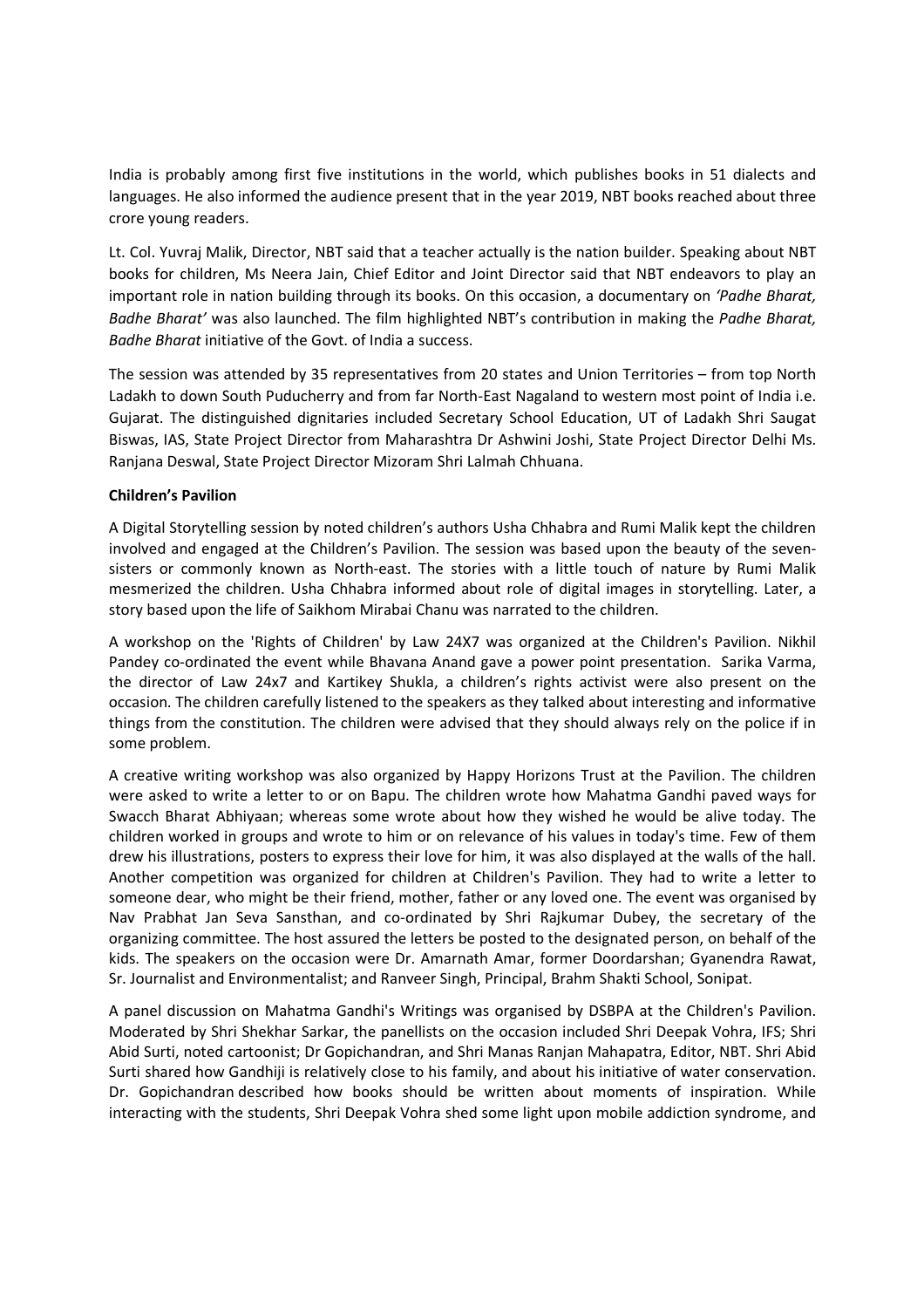India is probably among first five institutions in the world, which publishes books in 51 dialects and languages. He also informed the audience present that in the year 2019, NBT books reached about three crore young readers.

Lt. Col. Yuvraj Malik, Director, NBT said that a teacher actually is the nation builder. Speaking about NBT books for children, Ms Neera Jain, Chief Editor and Joint Director said that NBT endeavors to play an important role in nation building through its books. On this occasion, a documentary on *'Padhe Bharat, Badhe Bharat'* was also launched. The film highlighted NBT's contribution in making the *Padhe Bharat, Badhe Bharat* initiative of the Govt. of India a success.

The session was attended by 35 representatives from 20 states and Union Territories – from top North Ladakh to down South Puducherry and from far North-East Nagaland to western most point of India i.e. Gujarat. The distinguished dignitaries included Secretary School Education, UT of Ladakh Shri Saugat Biswas, IAS, State Project Director from Maharashtra Dr Ashwini Joshi, State Project Director Delhi Ms. Ranjana Deswal, State Project Director Mizoram Shri Lalmah Chhuana.

**Children's Pavilion**

A Digital Storytelling session by noted children's authors Usha Chhabra and Rumi Malik kept the children involved and engaged at the Children's Pavilion. The session was based upon the beauty of the seven-sisters or commonly known as North-east. The stories with a little touch of nature by Rumi Malik mesmerized the children. Usha Chhabra informed about role of digital images in storytelling. Later, a story based upon the life of Saikhom Mirabai Chanu was narrated to the children.

A workshop on the 'Rights of Children' by Law 24X7 was organized at the Children's Pavilion. Nikhil Pandey co-ordinated the event while Bhavana Anand gave a power point presentation. Sarika Varma, the director of Law 24x7 and Kartikey Shukla, a children's rights activist were also present on the occasion. The children carefully listened to the speakers as they talked about interesting and informative things from the constitution. The children were advised that they should always rely on the police if in some problem.

A creative writing workshop was also organized by Happy Horizons Trust at the Pavilion. The children were asked to write a letter to or on Bapu. The children wrote how Mahatma Gandhi paved ways for Swacch Bharat Abhiyaan; whereas some wrote about how they wished he would be alive today. The children worked in groups and wrote to him or on relevance of his values in today's time. Few of them drew his illustrations, posters to express their love for him, it was also displayed at the walls of the hall. Another competition was organized for children at Children's Pavilion. They had to write a letter to someone dear, who might be their friend, mother, father or any loved one. The event was organised by Nav Prabhat Jan Seva Sansthan, and co-ordinated by Shri Rajkumar Dubey, the secretary of the organizing committee. The host assured the letters be posted to the designated person, on behalf of the kids. The speakers on the occasion were Dr. Amarnath Amar, former Doordarshan; Gyanendra Rawat, Sr. Journalist and Environmentalist; and Ranveer Singh, Principal, Brahm Shakti School, Sonipat.

A panel discussion on Mahatma Gandhi's Writings was organised by DSBPA at the Children's Pavilion. Moderated by Shri Shekhar Sarkar, the panellists on the occasion included Shri Deepak Vohra, IFS; Shri Abid Surti, noted cartoonist; Dr Gopichandran, and Shri Manas Ranjan Mahapatra, Editor, NBT. Shri Abid Surti shared how Gandhiji is relatively close to his family, and about his initiative of water conservation. Dr. Gopichandran described how books should be written about moments of inspiration. While interacting with the students, Shri Deepak Vohra shed some light upon mobile addiction syndrome, and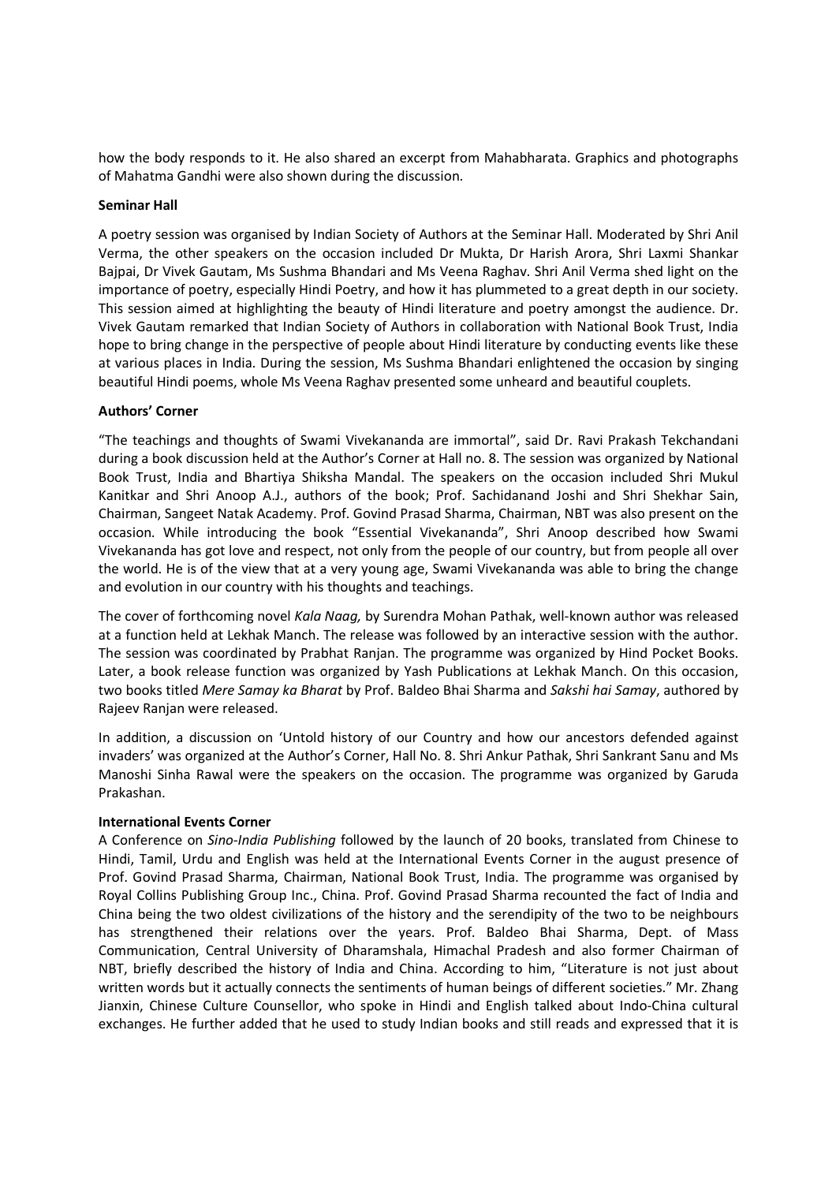how the body responds to it. He also shared an excerpt from Mahabharata. Graphics and photographs of Mahatma Gandhi were also shown during the discussion.

**Seminar Hall**

A poetry session was organised by Indian Society of Authors at the Seminar Hall. Moderated by Shri Anil Verma, the other speakers on the occasion included Dr Mukta, Dr Harish Arora, Shri Laxmi Shankar Bajpai, Dr Vivek Gautam, Ms Sushma Bhandari and Ms Veena Raghav. Shri Anil Verma shed light on the importance of poetry, especially Hindi Poetry, and how it has plummeted to a great depth in our society. This session aimed at highlighting the beauty of Hindi literature and poetry amongst the audience. Dr. Vivek Gautam remarked that Indian Society of Authors in collaboration with National Book Trust, India hope to bring change in the perspective of people about Hindi literature by conducting events like these at various places in India. During the session, Ms Sushma Bhandari enlightened the occasion by singing beautiful Hindi poems, whole Ms Veena Raghav presented some unheard and beautiful couplets.

**Authors' Corner**

"The teachings and thoughts of Swami Vivekananda are immortal", said Dr. Ravi Prakash Tekchandani during a book discussion held at the Author's Corner at Hall no. 8. The session was organized by National Book Trust, India and Bhartiya Shiksha Mandal. The speakers on the occasion included Shri Mukul Kanitkar and Shri Anoop A.J., authors of the book; Prof. Sachidanand Joshi and Shri Shekhar Sain, Chairman, Sangeet Natak Academy. Prof. Govind Prasad Sharma, Chairman, NBT was also present on the occasion. While introducing the book "Essential Vivekananda", Shri Anoop described how Swami Vivekananda has got love and respect, not only from the people of our country, but from people all over the world. He is of the view that at a very young age, Swami Vivekananda was able to bring the change and evolution in our country with his thoughts and teachings.

The cover of forthcoming novel *Kala Naag,* by Surendra Mohan Pathak, well-known author was released at a function held at Lekhak Manch. The release was followed by an interactive session with the author. The session was coordinated by Prabhat Ranjan. The programme was organized by Hind Pocket Books. Later, a book release function was organized by Yash Publications at Lekhak Manch. On this occasion, two books titled *Mere Samay ka Bharat* by Prof. Baldeo Bhai Sharma and *Sakshi hai Samay*, authored by Rajeev Ranjan were released.

In addition, a discussion on 'Untold history of our Country and how our ancestors defended against invaders' was organized at the Author's Corner, Hall No. 8. Shri Ankur Pathak, Shri Sankrant Sanu and Ms Manoshi Sinha Rawal were the speakers on the occasion. The programme was organized by Garuda Prakashan.

**International Events Corner**

A Conference on *Sino-India Publishing* followed by the launch of 20 books, translated from Chinese to Hindi, Tamil, Urdu and English was held at the International Events Corner in the august presence of Prof. Govind Prasad Sharma, Chairman, National Book Trust, India. The programme was organised by Royal Collins Publishing Group Inc., China. Prof. Govind Prasad Sharma recounted the fact of India and China being the two oldest civilizations of the history and the serendipity of the two to be neighbours has strengthened their relations over the years. Prof. Baldeo Bhai Sharma, Dept. of Mass Communication, Central University of Dharamshala, Himachal Pradesh and also former Chairman of NBT, briefly described the history of India and China. According to him, "Literature is not just about written words but it actually connects the sentiments of human beings of different societies." Mr. Zhang Jianxin, Chinese Culture Counsellor, who spoke in Hindi and English talked about Indo-China cultural exchanges. He further added that he used to study Indian books and still reads and expressed that it is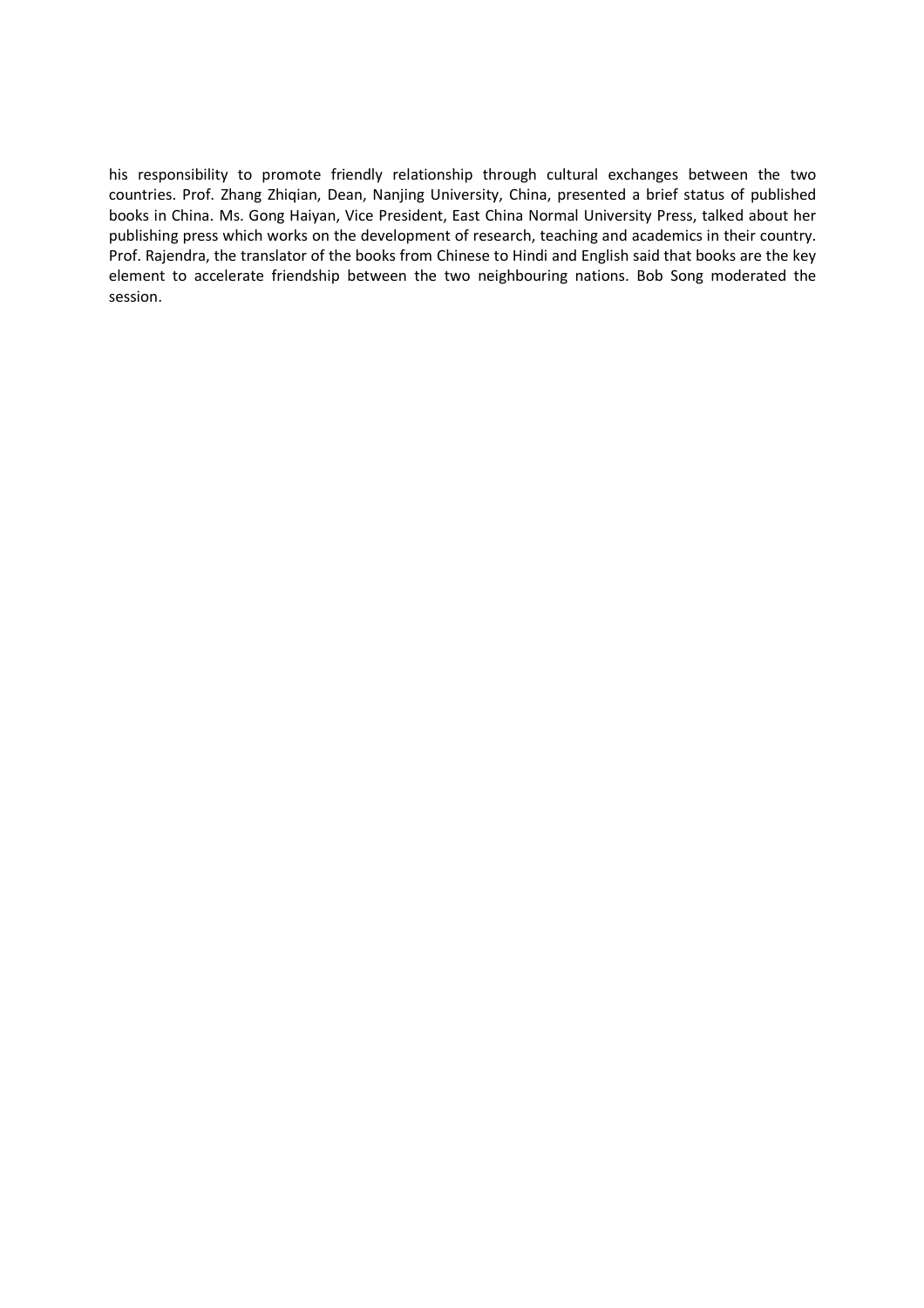his responsibility to promote friendly relationship through cultural exchanges between the two countries. Prof. Zhang Zhiqian, Dean, Nanjing University, China, presented a brief status of published books in China. Ms. Gong Haiyan, Vice President, East China Normal University Press, talked about her publishing press which works on the development of research, teaching and academics in their country. Prof. Rajendra, the translator of the books from Chinese to Hindi and English said that books are the key element to accelerate friendship between the two neighbouring nations. Bob Song moderated the session.